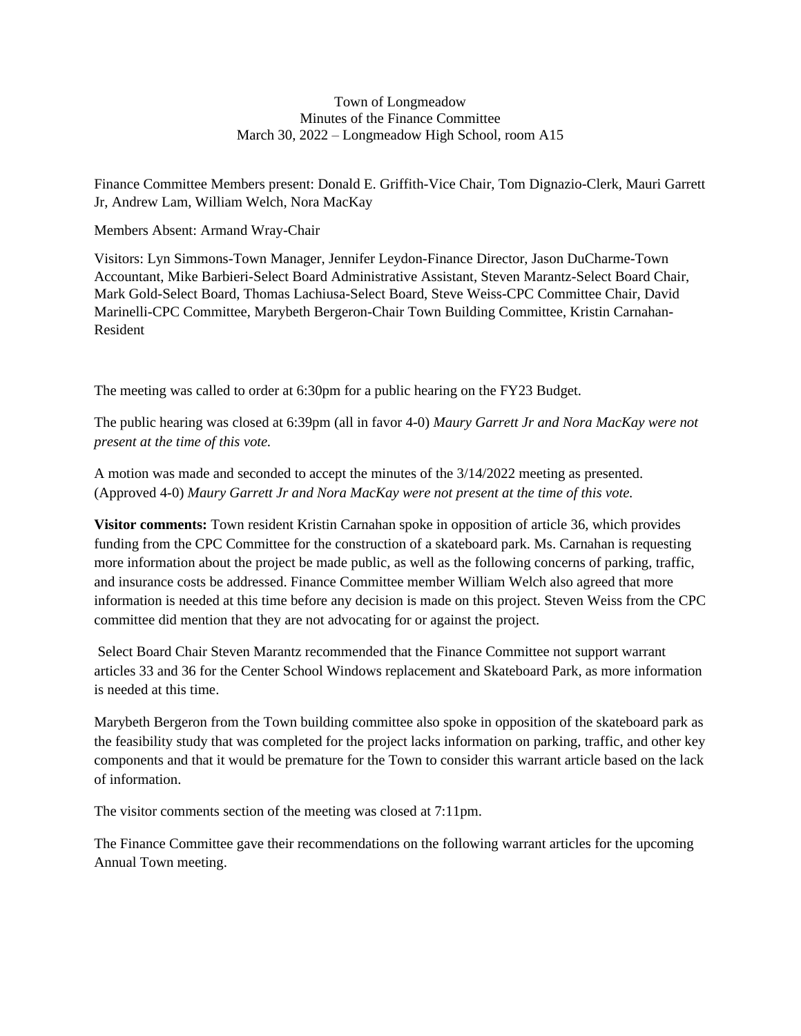Town of Longmeadow
Minutes of the Finance Committee
March 30, 2022 – Longmeadow High School, room A15

Finance Committee Members present: Donald E. Griffith-Vice Chair, Tom Dignazio-Clerk, Mauri Garrett Jr, Andrew Lam, William Welch, Nora MacKay

Members Absent: Armand Wray-Chair

Visitors: Lyn Simmons-Town Manager, Jennifer Leydon-Finance Director, Jason DuCharme-Town Accountant, Mike Barbieri-Select Board Administrative Assistant, Steven Marantz-Select Board Chair, Mark Gold-Select Board, Thomas Lachiusa-Select Board, Steve Weiss-CPC Committee Chair, David Marinelli-CPC Committee, Marybeth Bergeron-Chair Town Building Committee, Kristin Carnahan-Resident

The meeting was called to order at 6:30pm for a public hearing on the FY23 Budget.

The public hearing was closed at 6:39pm (all in favor 4-0) *Maury Garrett Jr and Nora MacKay were not present at the time of this vote.*

A motion was made and seconded to accept the minutes of the 3/14/2022 meeting as presented. (Approved 4-0) *Maury Garrett Jr and Nora MacKay were not present at the time of this vote.*

**Visitor comments:** Town resident Kristin Carnahan spoke in opposition of article 36, which provides funding from the CPC Committee for the construction of a skateboard park. Ms. Carnahan is requesting more information about the project be made public, as well as the following concerns of parking, traffic, and insurance costs be addressed. Finance Committee member William Welch also agreed that more information is needed at this time before any decision is made on this project. Steven Weiss from the CPC committee did mention that they are not advocating for or against the project.

Select Board Chair Steven Marantz recommended that the Finance Committee not support warrant articles 33 and 36 for the Center School Windows replacement and Skateboard Park, as more information is needed at this time.

Marybeth Bergeron from the Town building committee also spoke in opposition of the skateboard park as the feasibility study that was completed for the project lacks information on parking, traffic, and other key components and that it would be premature for the Town to consider this warrant article based on the lack of information.

The visitor comments section of the meeting was closed at 7:11pm.

The Finance Committee gave their recommendations on the following warrant articles for the upcoming Annual Town meeting.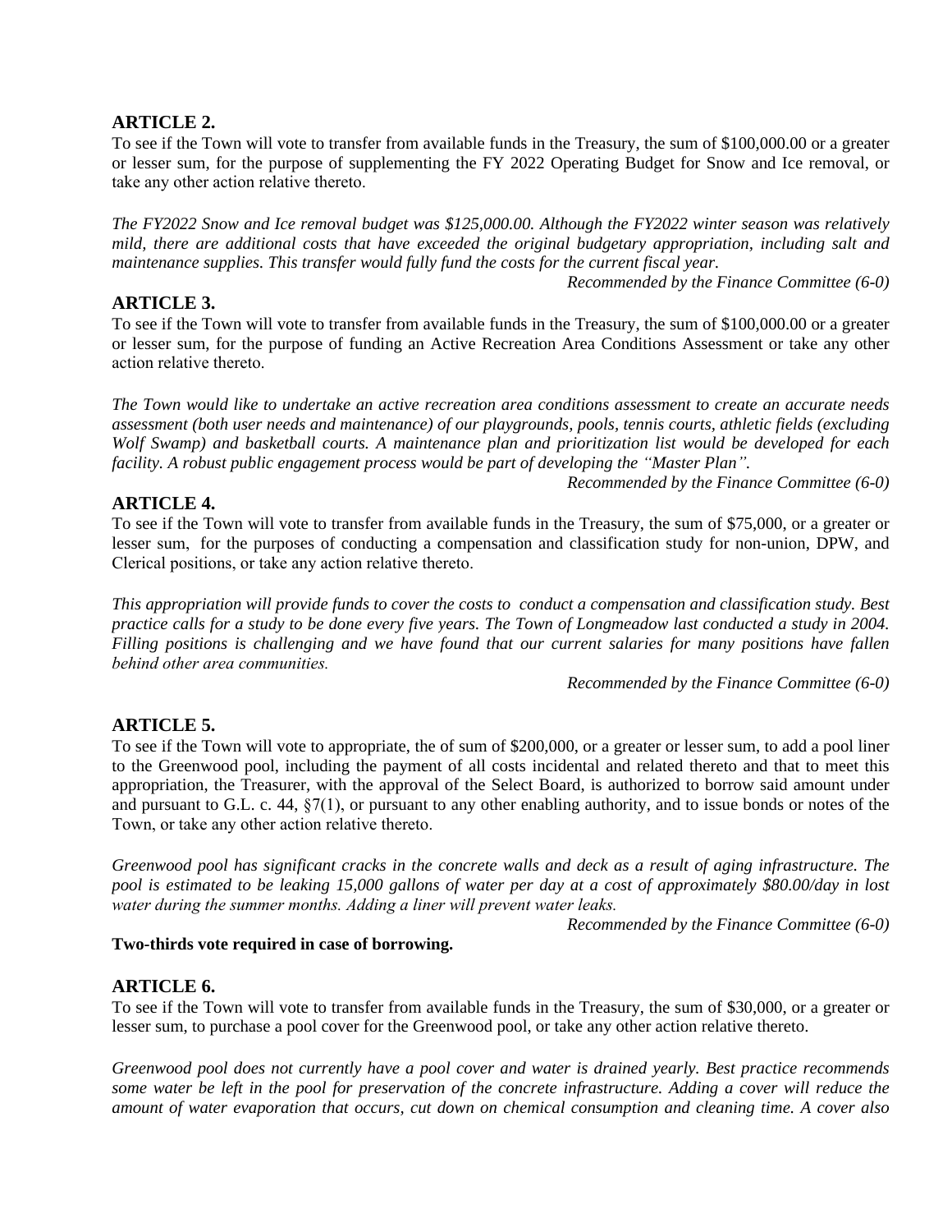## ARTICLE 2.

To see if the Town will vote to transfer from available funds in the Treasury, the sum of $100,000.00 or a greater or lesser sum, for the purpose of supplementing the FY 2022 Operating Budget for Snow and Ice removal, or take any other action relative thereto.

*The FY2022 Snow and Ice removal budget was $125,000.00. Although the FY2022 winter season was relatively mild, there are additional costs that have exceeded the original budgetary appropriation, including salt and maintenance supplies. This transfer would fully fund the costs for the current fiscal year.*

*Recommended by the Finance Committee (6-0)*

## ARTICLE 3.

To see if the Town will vote to transfer from available funds in the Treasury, the sum of $100,000.00 or a greater or lesser sum, for the purpose of funding an Active Recreation Area Conditions Assessment or take any other action relative thereto.

*The Town would like to undertake an active recreation area conditions assessment to create an accurate needs assessment (both user needs and maintenance) of our playgrounds, pools, tennis courts, athletic fields (excluding Wolf Swamp) and basketball courts. A maintenance plan and prioritization list would be developed for each facility. A robust public engagement process would be part of developing the "Master Plan".*

*Recommended by the Finance Committee (6-0)*

## ARTICLE 4.

To see if the Town will vote to transfer from available funds in the Treasury, the sum of $75,000, or a greater or lesser sum, for the purposes of conducting a compensation and classification study for non-union, DPW, and Clerical positions, or take any action relative thereto.

*This appropriation will provide funds to cover the costs to conduct a compensation and classification study. Best practice calls for a study to be done every five years. The Town of Longmeadow last conducted a study in 2004. Filling positions is challenging and we have found that our current salaries for many positions have fallen behind other area communities.*

*Recommended by the Finance Committee (6-0)*

## ARTICLE 5.

To see if the Town will vote to appropriate, the of sum of $200,000, or a greater or lesser sum, to add a pool liner to the Greenwood pool, including the payment of all costs incidental and related thereto and that to meet this appropriation, the Treasurer, with the approval of the Select Board, is authorized to borrow said amount under and pursuant to G.L. c. 44, §7(1), or pursuant to any other enabling authority, and to issue bonds or notes of the Town, or take any other action relative thereto.

*Greenwood pool has significant cracks in the concrete walls and deck as a result of aging infrastructure. The pool is estimated to be leaking 15,000 gallons of water per day at a cost of approximately $80.00/day in lost water during the summer months. Adding a liner will prevent water leaks.*

*Recommended by the Finance Committee (6-0)*

**Two-thirds vote required in case of borrowing.**

## ARTICLE 6.

To see if the Town will vote to transfer from available funds in the Treasury, the sum of $30,000, or a greater or lesser sum, to purchase a pool cover for the Greenwood pool, or take any other action relative thereto.

*Greenwood pool does not currently have a pool cover and water is drained yearly. Best practice recommends some water be left in the pool for preservation of the concrete infrastructure. Adding a cover will reduce the amount of water evaporation that occurs, cut down on chemical consumption and cleaning time. A cover also*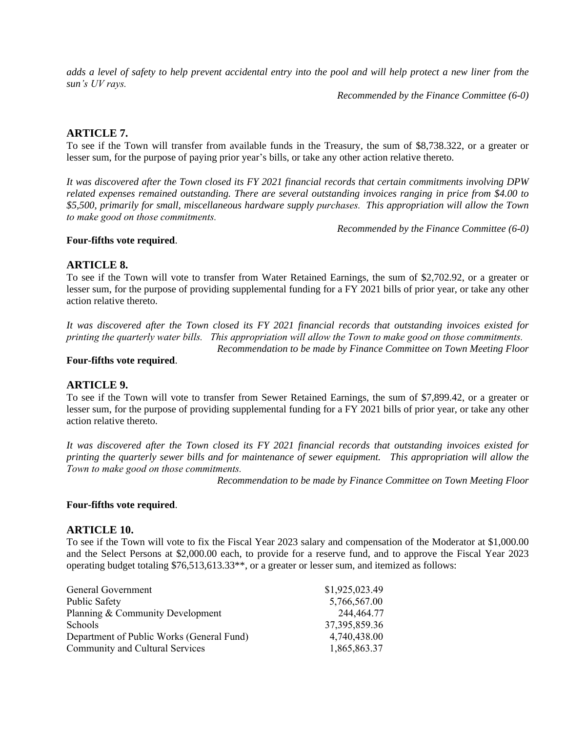*adds a level of safety to help prevent accidental entry into the pool and will help protect a new liner from the sun's UV rays.*

*Recommended by the Finance Committee (6-0)*

## ARTICLE 7.

To see if the Town will transfer from available funds in the Treasury, the sum of $8,738.322, or a greater or lesser sum, for the purpose of paying prior year's bills, or take any other action relative thereto.

*It was discovered after the Town closed its FY 2021 financial records that certain commitments involving DPW related expenses remained outstanding. There are several outstanding invoices ranging in price from $4.00 to $5,500, primarily for small, miscellaneous hardware supply purchases. This appropriation will allow the Town to make good on those commitments.*

*Recommended by the Finance Committee (6-0)*

**Four-fifths vote required**.

## ARTICLE 8.

To see if the Town will vote to transfer from Water Retained Earnings, the sum of $2,702.92, or a greater or lesser sum, for the purpose of providing supplemental funding for a FY 2021 bills of prior year, or take any other action relative thereto.

*It was discovered after the Town closed its FY 2021 financial records that outstanding invoices existed for printing the quarterly water bills. This appropriation will allow the Town to make good on those commitments.*

*Recommendation to be made by Finance Committee on Town Meeting Floor*

**Four-fifths vote required**.

## ARTICLE 9.

To see if the Town will vote to transfer from Sewer Retained Earnings, the sum of $7,899.42, or a greater or lesser sum, for the purpose of providing supplemental funding for a FY 2021 bills of prior year, or take any other action relative thereto.

*It was discovered after the Town closed its FY 2021 financial records that outstanding invoices existed for printing the quarterly sewer bills and for maintenance of sewer equipment. This appropriation will allow the Town to make good on those commitments.*

*Recommendation to be made by Finance Committee on Town Meeting Floor*

**Four-fifths vote required**.

## ARTICLE 10.

To see if the Town will vote to fix the Fiscal Year 2023 salary and compensation of the Moderator at $1,000.00 and the Select Persons at $2,000.00 each, to provide for a reserve fund, and to approve the Fiscal Year 2023 operating budget totaling $76,513,613.33**, or a greater or lesser sum, and itemized as follows:

| | |
|---|---|
| General Government | $1,925,023.49 |
| Public Safety | 5,766,567.00 |
| Planning & Community Development | 244,464.77 |
| Schools | 37,395,859.36 |
| Department of Public Works (General Fund) | 4,740,438.00 |
| Community and Cultural Services | 1,865,863.37 |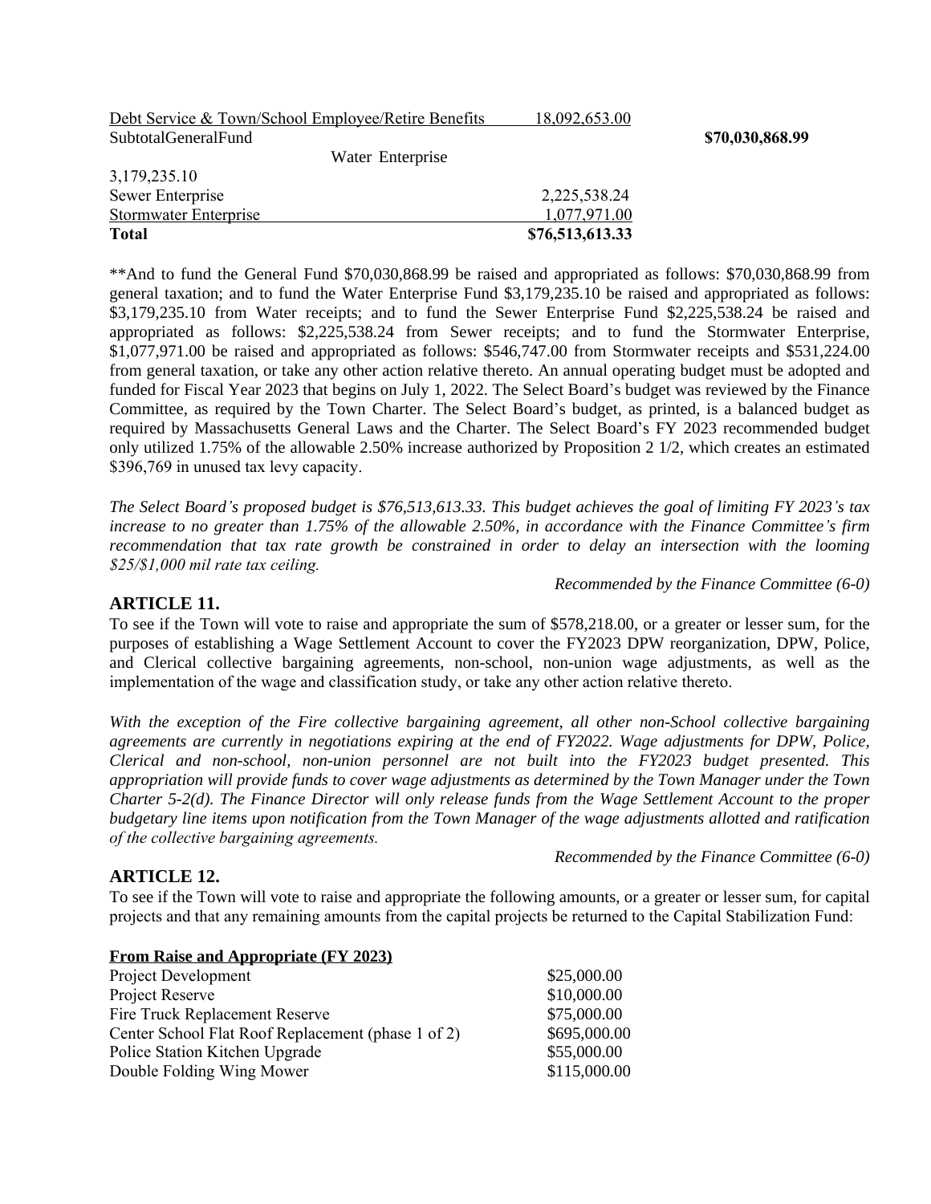| | | |
|---|---|---|
| Debt Service & Town/School Employee/Retire Benefits | 18,092,653.00 | |
| SubtotalGeneralFund | | **$70,030,868.99** |
| Water Enterprise | 3,179,235.10 | |
| Sewer Enterprise | 2,225,538.24 | |
| Stormwater Enterprise | 1,077,971.00 | |
| **Total** | **$76,513,613.33** | |

**And to fund the General Fund $70,030,868.99 be raised and appropriated as follows: $70,030,868.99 from general taxation; and to fund the Water Enterprise Fund $3,179,235.10 be raised and appropriated as follows: $3,179,235.10 from Water receipts; and to fund the Sewer Enterprise Fund $2,225,538.24 be raised and appropriated as follows: $2,225,538.24 from Sewer receipts; and to fund the Stormwater Enterprise, $1,077,971.00 be raised and appropriated as follows: $546,747.00 from Stormwater receipts and $531,224.00 from general taxation, or take any other action relative thereto. An annual operating budget must be adopted and funded for Fiscal Year 2023 that begins on July 1, 2022. The Select Board's budget was reviewed by the Finance Committee, as required by the Town Charter. The Select Board's budget, as printed, is a balanced budget as required by Massachusetts General Laws and the Charter. The Select Board's FY 2023 recommended budget only utilized 1.75% of the allowable 2.50% increase authorized by Proposition 2 1/2, which creates an estimated $396,769 in unused tax levy capacity.

*The Select Board's proposed budget is $76,513,613.33. This budget achieves the goal of limiting FY 2023's tax increase to no greater than 1.75% of the allowable 2.50%, in accordance with the Finance Committee's firm recommendation that tax rate growth be constrained in order to delay an intersection with the looming $25/$1,000 mil rate tax ceiling.*

*Recommended by the Finance Committee (6-0)*

## ARTICLE 11.

To see if the Town will vote to raise and appropriate the sum of $578,218.00, or a greater or lesser sum, for the purposes of establishing a Wage Settlement Account to cover the FY2023 DPW reorganization, DPW, Police, and Clerical collective bargaining agreements, non-school, non-union wage adjustments, as well as the implementation of the wage and classification study, or take any other action relative thereto.

*With the exception of the Fire collective bargaining agreement, all other non-School collective bargaining agreements are currently in negotiations expiring at the end of FY2022. Wage adjustments for DPW, Police, Clerical and non-school, non-union personnel are not built into the FY2023 budget presented. This appropriation will provide funds to cover wage adjustments as determined by the Town Manager under the Town Charter 5-2(d). The Finance Director will only release funds from the Wage Settlement Account to the proper budgetary line items upon notification from the Town Manager of the wage adjustments allotted and ratification of the collective bargaining agreements.*

*Recommended by the Finance Committee (6-0)*

## ARTICLE 12.

To see if the Town will vote to raise and appropriate the following amounts, or a greater or lesser sum, for capital projects and that any remaining amounts from the capital projects be returned to the Capital Stabilization Fund:

| **From Raise and Appropriate (FY 2023)** | |
|---|---|
| Project Development | $25,000.00 |
| Project Reserve | $10,000.00 |
| Fire Truck Replacement Reserve | $75,000.00 |
| Center School Flat Roof Replacement (phase 1 of 2) | $695,000.00 |
| Police Station Kitchen Upgrade | $55,000.00 |
| Double Folding Wing Mower | $115,000.00 |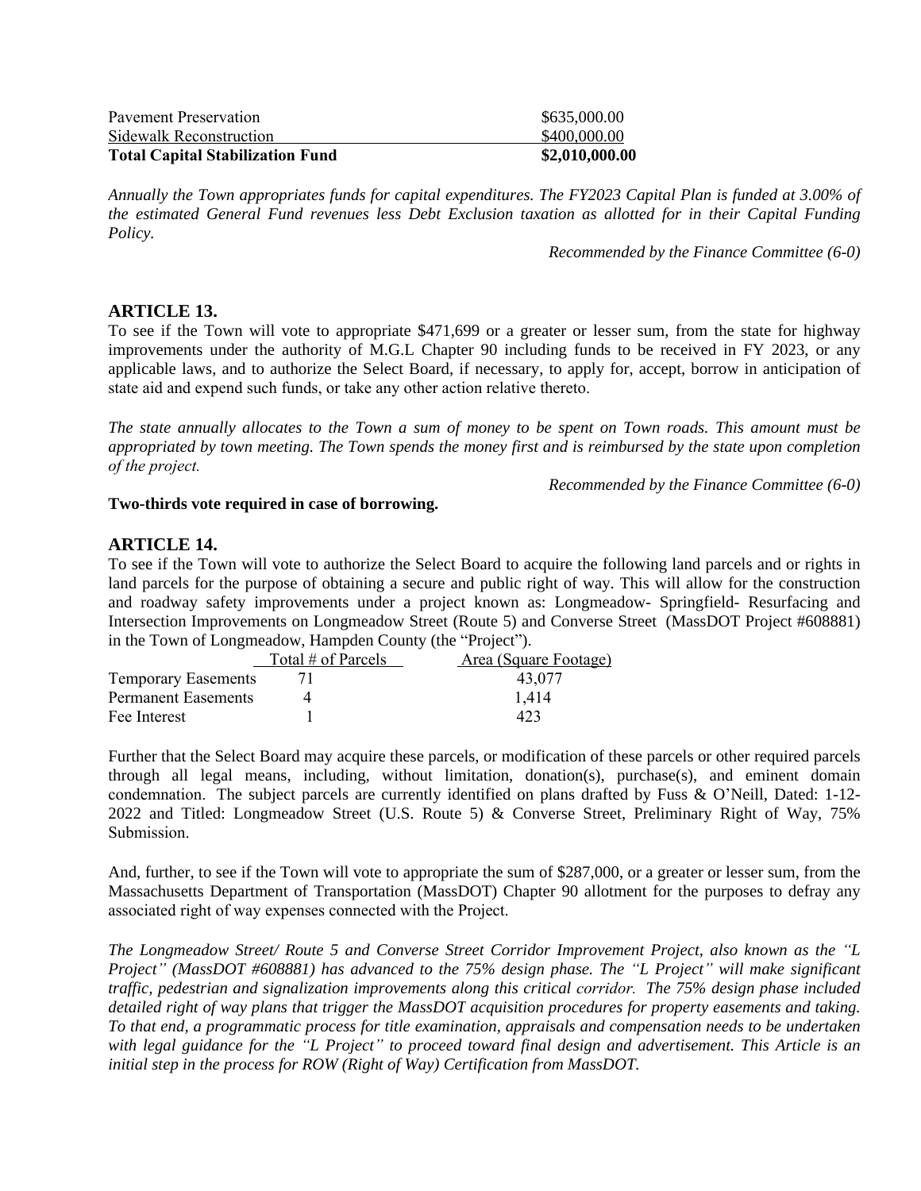| | |
|---|---|
| Pavement Preservation | $635,000.00 |
| Sidewalk Reconstruction | $400,000.00 |
| **Total Capital Stabilization Fund** | **$2,010,000.00** |

*Annually the Town appropriates funds for capital expenditures. The FY2023 Capital Plan is funded at 3.00% of the estimated General Fund revenues less Debt Exclusion taxation as allotted for in their Capital Funding Policy.*

*Recommended by the Finance Committee (6-0)*

## ARTICLE 13.

To see if the Town will vote to appropriate $471,699 or a greater or lesser sum, from the state for highway improvements under the authority of M.G.L Chapter 90 including funds to be received in FY 2023, or any applicable laws, and to authorize the Select Board, if necessary, to apply for, accept, borrow in anticipation of state aid and expend such funds, or take any other action relative thereto.

*The state annually allocates to the Town a sum of money to be spent on Town roads. This amount must be appropriated by town meeting. The Town spends the money first and is reimbursed by the state upon completion of the project.*

*Recommended by the Finance Committee (6-0)*

**Two-thirds vote required in case of borrowing.**

## ARTICLE 14.

To see if the Town will vote to authorize the Select Board to acquire the following land parcels and or rights in land parcels for the purpose of obtaining a secure and public right of way. This will allow for the construction and roadway safety improvements under a project known as: Longmeadow- Springfield- Resurfacing and Intersection Improvements on Longmeadow Street (Route 5) and Converse Street (MassDOT Project #608881) in the Town of Longmeadow, Hampden County (the "Project").

| | Total # of Parcels | Area (Square Footage) |
|---|---|---|
| Temporary Easements | 71 | 43,077 |
| Permanent Easements | 4 | 1,414 |
| Fee Interest | 1 | 423 |

Further that the Select Board may acquire these parcels, or modification of these parcels or other required parcels through all legal means, including, without limitation, donation(s), purchase(s), and eminent domain condemnation. The subject parcels are currently identified on plans drafted by Fuss & O'Neill, Dated: 1-12-2022 and Titled: Longmeadow Street (U.S. Route 5) & Converse Street, Preliminary Right of Way, 75% Submission.

And, further, to see if the Town will vote to appropriate the sum of $287,000, or a greater or lesser sum, from the Massachusetts Department of Transportation (MassDOT) Chapter 90 allotment for the purposes to defray any associated right of way expenses connected with the Project.

*The Longmeadow Street/ Route 5 and Converse Street Corridor Improvement Project, also known as the "L Project" (MassDOT #608881) has advanced to the 75% design phase. The "L Project" will make significant traffic, pedestrian and signalization improvements along this critical corridor. The 75% design phase included detailed right of way plans that trigger the MassDOT acquisition procedures for property easements and taking. To that end, a programmatic process for title examination, appraisals and compensation needs to be undertaken with legal guidance for the "L Project" to proceed toward final design and advertisement. This Article is an initial step in the process for ROW (Right of Way) Certification from MassDOT.*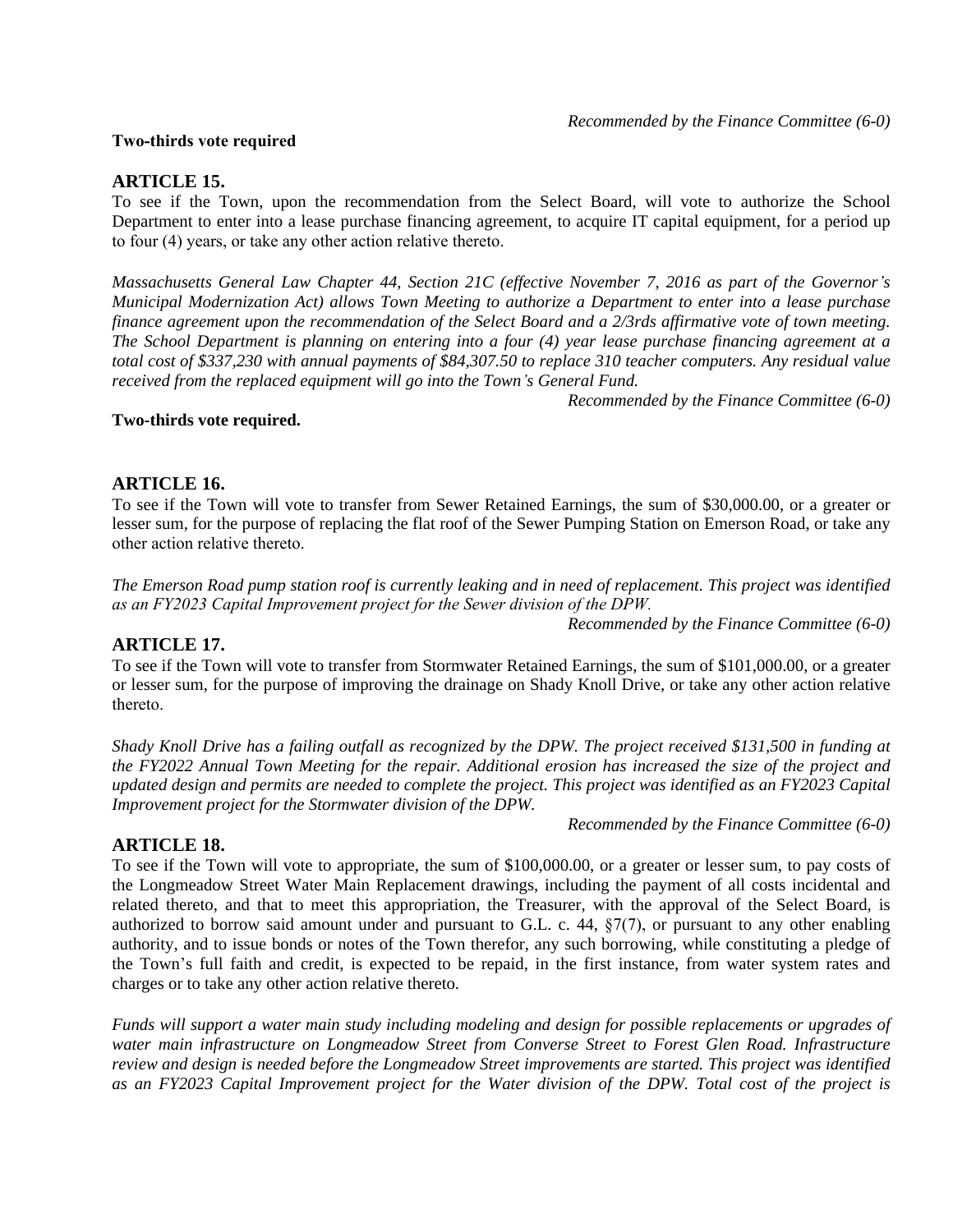*Recommended by the Finance Committee (6-0)*

**Two-thirds vote required**

## ARTICLE 15.

To see if the Town, upon the recommendation from the Select Board, will vote to authorize the School Department to enter into a lease purchase financing agreement, to acquire IT capital equipment, for a period up to four (4) years, or take any other action relative thereto.

*Massachusetts General Law Chapter 44, Section 21C (effective November 7, 2016 as part of the Governor's Municipal Modernization Act) allows Town Meeting to authorize a Department to enter into a lease purchase finance agreement upon the recommendation of the Select Board and a 2/3rds affirmative vote of town meeting. The School Department is planning on entering into a four (4) year lease purchase financing agreement at a total cost of $337,230 with annual payments of $84,307.50 to replace 310 teacher computers. Any residual value received from the replaced equipment will go into the Town's General Fund.*

*Recommended by the Finance Committee (6-0)*

**Two-thirds vote required.**

## ARTICLE 16.

To see if the Town will vote to transfer from Sewer Retained Earnings, the sum of $30,000.00, or a greater or lesser sum, for the purpose of replacing the flat roof of the Sewer Pumping Station on Emerson Road, or take any other action relative thereto.

*The Emerson Road pump station roof is currently leaking and in need of replacement. This project was identified as an FY2023 Capital Improvement project for the Sewer division of the DPW.*

*Recommended by the Finance Committee (6-0)*

## ARTICLE 17.

To see if the Town will vote to transfer from Stormwater Retained Earnings, the sum of $101,000.00, or a greater or lesser sum, for the purpose of improving the drainage on Shady Knoll Drive, or take any other action relative thereto.

*Shady Knoll Drive has a failing outfall as recognized by the DPW. The project received $131,500 in funding at the FY2022 Annual Town Meeting for the repair. Additional erosion has increased the size of the project and updated design and permits are needed to complete the project. This project was identified as an FY2023 Capital Improvement project for the Stormwater division of the DPW.*

*Recommended by the Finance Committee (6-0)*

## ARTICLE 18.

To see if the Town will vote to appropriate, the sum of $100,000.00, or a greater or lesser sum, to pay costs of the Longmeadow Street Water Main Replacement drawings, including the payment of all costs incidental and related thereto, and that to meet this appropriation, the Treasurer, with the approval of the Select Board, is authorized to borrow said amount under and pursuant to G.L. c. 44, §7(7), or pursuant to any other enabling authority, and to issue bonds or notes of the Town therefor, any such borrowing, while constituting a pledge of the Town's full faith and credit, is expected to be repaid, in the first instance, from water system rates and charges or to take any other action relative thereto.

*Funds will support a water main study including modeling and design for possible replacements or upgrades of water main infrastructure on Longmeadow Street from Converse Street to Forest Glen Road. Infrastructure review and design is needed before the Longmeadow Street improvements are started. This project was identified as an FY2023 Capital Improvement project for the Water division of the DPW. Total cost of the project is*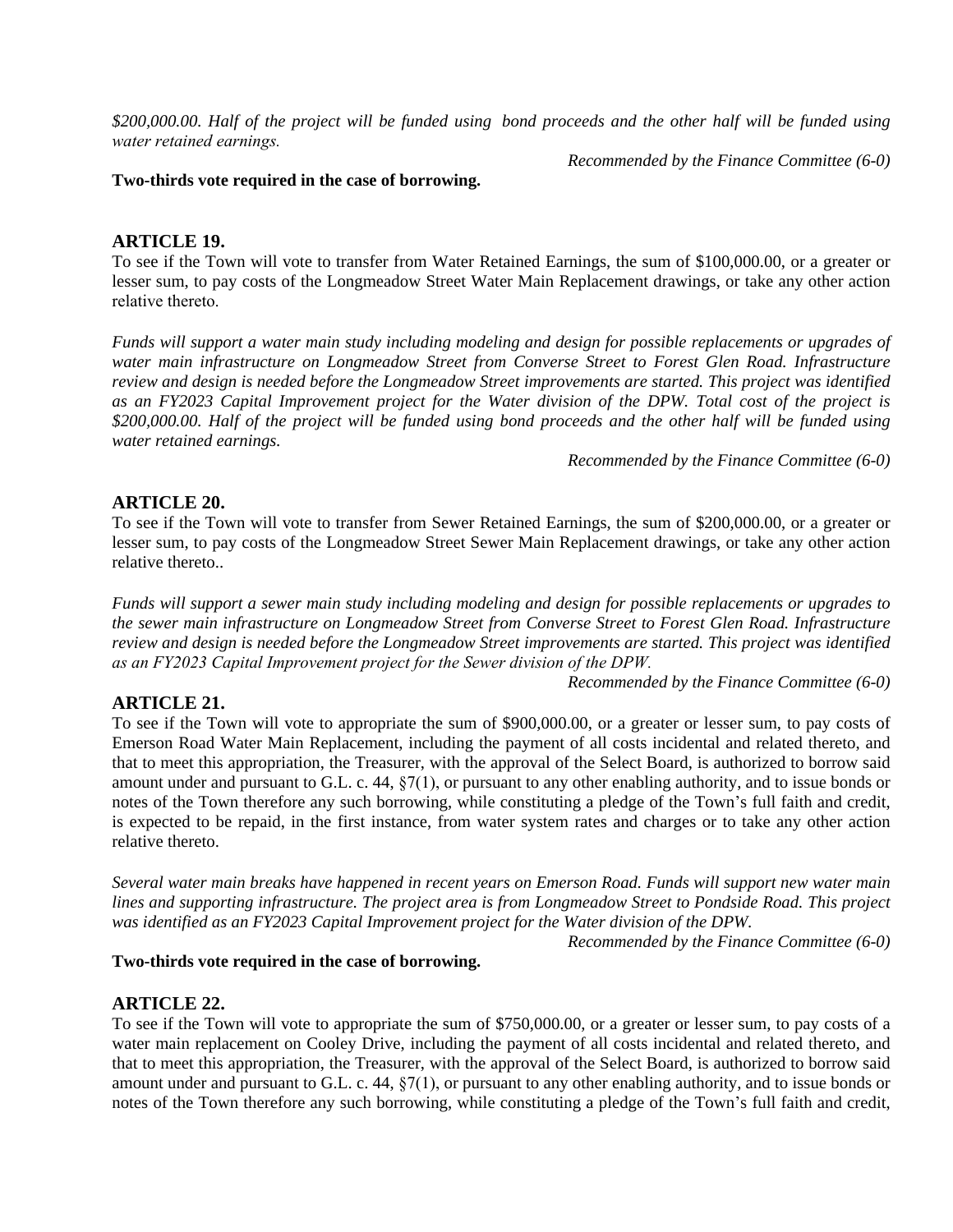*$200,000.00. Half of the project will be funded using bond proceeds and the other half will be funded using water retained earnings.*

*Recommended by the Finance Committee (6-0)*

**Two-thirds vote required in the case of borrowing.**

## ARTICLE 19.

To see if the Town will vote to transfer from Water Retained Earnings, the sum of $100,000.00, or a greater or lesser sum, to pay costs of the Longmeadow Street Water Main Replacement drawings, or take any other action relative thereto.

*Funds will support a water main study including modeling and design for possible replacements or upgrades of water main infrastructure on Longmeadow Street from Converse Street to Forest Glen Road. Infrastructure review and design is needed before the Longmeadow Street improvements are started. This project was identified as an FY2023 Capital Improvement project for the Water division of the DPW. Total cost of the project is $200,000.00. Half of the project will be funded using bond proceeds and the other half will be funded using water retained earnings.*

*Recommended by the Finance Committee (6-0)*

## ARTICLE 20.

To see if the Town will vote to transfer from Sewer Retained Earnings, the sum of $200,000.00, or a greater or lesser sum, to pay costs of the Longmeadow Street Sewer Main Replacement drawings, or take any other action relative thereto..

*Funds will support a sewer main study including modeling and design for possible replacements or upgrades to the sewer main infrastructure on Longmeadow Street from Converse Street to Forest Glen Road. Infrastructure review and design is needed before the Longmeadow Street improvements are started. This project was identified as an FY2023 Capital Improvement project for the Sewer division of the DPW.*

*Recommended by the Finance Committee (6-0)*

## ARTICLE 21.

To see if the Town will vote to appropriate the sum of $900,000.00, or a greater or lesser sum, to pay costs of Emerson Road Water Main Replacement, including the payment of all costs incidental and related thereto, and that to meet this appropriation, the Treasurer, with the approval of the Select Board, is authorized to borrow said amount under and pursuant to G.L. c. 44, §7(1), or pursuant to any other enabling authority, and to issue bonds or notes of the Town therefore any such borrowing, while constituting a pledge of the Town's full faith and credit, is expected to be repaid, in the first instance, from water system rates and charges or to take any other action relative thereto.

*Several water main breaks have happened in recent years on Emerson Road. Funds will support new water main lines and supporting infrastructure. The project area is from Longmeadow Street to Pondside Road. This project was identified as an FY2023 Capital Improvement project for the Water division of the DPW.*

*Recommended by the Finance Committee (6-0)*

**Two-thirds vote required in the case of borrowing.**

## ARTICLE 22.

To see if the Town will vote to appropriate the sum of $750,000.00, or a greater or lesser sum, to pay costs of a water main replacement on Cooley Drive, including the payment of all costs incidental and related thereto, and that to meet this appropriation, the Treasurer, with the approval of the Select Board, is authorized to borrow said amount under and pursuant to G.L. c. 44, §7(1), or pursuant to any other enabling authority, and to issue bonds or notes of the Town therefore any such borrowing, while constituting a pledge of the Town's full faith and credit,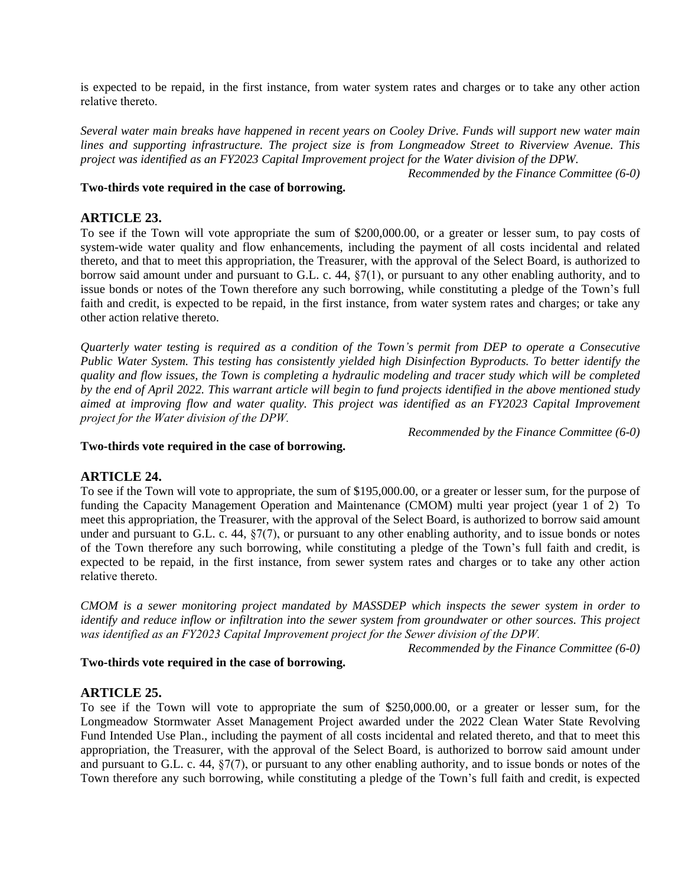is expected to be repaid, in the first instance, from water system rates and charges or to take any other action relative thereto.

*Several water main breaks have happened in recent years on Cooley Drive. Funds will support new water main lines and supporting infrastructure. The project size is from Longmeadow Street to Riverview Avenue. This project was identified as an FY2023 Capital Improvement project for the Water division of the DPW.*

*Recommended by the Finance Committee (6-0)*

**Two-thirds vote required in the case of borrowing.**

## ARTICLE 23.

To see if the Town will vote appropriate the sum of $200,000.00, or a greater or lesser sum, to pay costs of system-wide water quality and flow enhancements, including the payment of all costs incidental and related thereto, and that to meet this appropriation, the Treasurer, with the approval of the Select Board, is authorized to borrow said amount under and pursuant to G.L. c. 44, §7(1), or pursuant to any other enabling authority, and to issue bonds or notes of the Town therefore any such borrowing, while constituting a pledge of the Town's full faith and credit, is expected to be repaid, in the first instance, from water system rates and charges; or take any other action relative thereto.

*Quarterly water testing is required as a condition of the Town's permit from DEP to operate a Consecutive Public Water System. This testing has consistently yielded high Disinfection Byproducts. To better identify the quality and flow issues, the Town is completing a hydraulic modeling and tracer study which will be completed by the end of April 2022. This warrant article will begin to fund projects identified in the above mentioned study aimed at improving flow and water quality. This project was identified as an FY2023 Capital Improvement project for the Water division of the DPW.*

*Recommended by the Finance Committee (6-0)*

**Two-thirds vote required in the case of borrowing.**

## ARTICLE 24.

To see if the Town will vote to appropriate, the sum of $195,000.00, or a greater or lesser sum, for the purpose of funding the Capacity Management Operation and Maintenance (CMOM) multi year project (year 1 of 2) To meet this appropriation, the Treasurer, with the approval of the Select Board, is authorized to borrow said amount under and pursuant to G.L. c. 44, §7(7), or pursuant to any other enabling authority, and to issue bonds or notes of the Town therefore any such borrowing, while constituting a pledge of the Town's full faith and credit, is expected to be repaid, in the first instance, from sewer system rates and charges or to take any other action relative thereto.

*CMOM is a sewer monitoring project mandated by MASSDEP which inspects the sewer system in order to identify and reduce inflow or infiltration into the sewer system from groundwater or other sources. This project was identified as an FY2023 Capital Improvement project for the Sewer division of the DPW.*

*Recommended by the Finance Committee (6-0)*

**Two-thirds vote required in the case of borrowing.**

## ARTICLE 25.

To see if the Town will vote to appropriate the sum of $250,000.00, or a greater or lesser sum, for the Longmeadow Stormwater Asset Management Project awarded under the 2022 Clean Water State Revolving Fund Intended Use Plan., including the payment of all costs incidental and related thereto, and that to meet this appropriation, the Treasurer, with the approval of the Select Board, is authorized to borrow said amount under and pursuant to G.L. c. 44, §7(7), or pursuant to any other enabling authority, and to issue bonds or notes of the Town therefore any such borrowing, while constituting a pledge of the Town's full faith and credit, is expected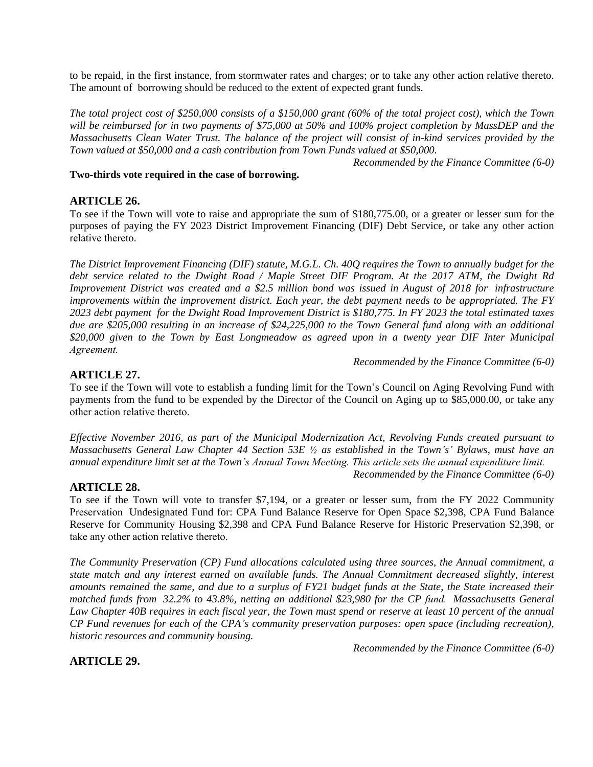to be repaid, in the first instance, from stormwater rates and charges; or to take any other action relative thereto. The amount of borrowing should be reduced to the extent of expected grant funds.

*The total project cost of $250,000 consists of a $150,000 grant (60% of the total project cost), which the Town will be reimbursed for in two payments of $75,000 at 50% and 100% project completion by MassDEP and the Massachusetts Clean Water Trust. The balance of the project will consist of in-kind services provided by the Town valued at $50,000 and a cash contribution from Town Funds valued at $50,000.*

*Recommended by the Finance Committee (6-0)*

**Two-thirds vote required in the case of borrowing.**

## ARTICLE 26.

To see if the Town will vote to raise and appropriate the sum of $180,775.00, or a greater or lesser sum for the purposes of paying the FY 2023 District Improvement Financing (DIF) Debt Service, or take any other action relative thereto.

*The District Improvement Financing (DIF) statute, M.G.L. Ch. 40Q requires the Town to annually budget for the debt service related to the Dwight Road / Maple Street DIF Program. At the 2017 ATM, the Dwight Rd Improvement District was created and a $2.5 million bond was issued in August of 2018 for infrastructure improvements within the improvement district. Each year, the debt payment needs to be appropriated. The FY 2023 debt payment for the Dwight Road Improvement District is $180,775. In FY 2023 the total estimated taxes due are $205,000 resulting in an increase of $24,225,000 to the Town General fund along with an additional $20,000 given to the Town by East Longmeadow as agreed upon in a twenty year DIF Inter Municipal Agreement.*

*Recommended by the Finance Committee (6-0)*

## ARTICLE 27.

To see if the Town will vote to establish a funding limit for the Town's Council on Aging Revolving Fund with payments from the fund to be expended by the Director of the Council on Aging up to $85,000.00, or take any other action relative thereto.

*Effective November 2016, as part of the Municipal Modernization Act, Revolving Funds created pursuant to Massachusetts General Law Chapter 44 Section 53E ½ as established in the Town's' Bylaws, must have an annual expenditure limit set at the Town's Annual Town Meeting. This article sets the annual expenditure limit.*

*Recommended by the Finance Committee (6-0)*

## ARTICLE 28.

To see if the Town will vote to transfer $7,194, or a greater or lesser sum, from the FY 2022 Community Preservation Undesignated Fund for: CPA Fund Balance Reserve for Open Space $2,398, CPA Fund Balance Reserve for Community Housing $2,398 and CPA Fund Balance Reserve for Historic Preservation $2,398, or take any other action relative thereto.

*The Community Preservation (CP) Fund allocations calculated using three sources, the Annual commitment, a state match and any interest earned on available funds. The Annual Commitment decreased slightly, interest amounts remained the same, and due to a surplus of FY21 budget funds at the State, the State increased their matched funds from 32.2% to 43.8%, netting an additional $23,980 for the CP fund. Massachusetts General Law Chapter 40B requires in each fiscal year, the Town must spend or reserve at least 10 percent of the annual CP Fund revenues for each of the CPA's community preservation purposes: open space (including recreation), historic resources and community housing.*

*Recommended by the Finance Committee (6-0)*

## ARTICLE 29.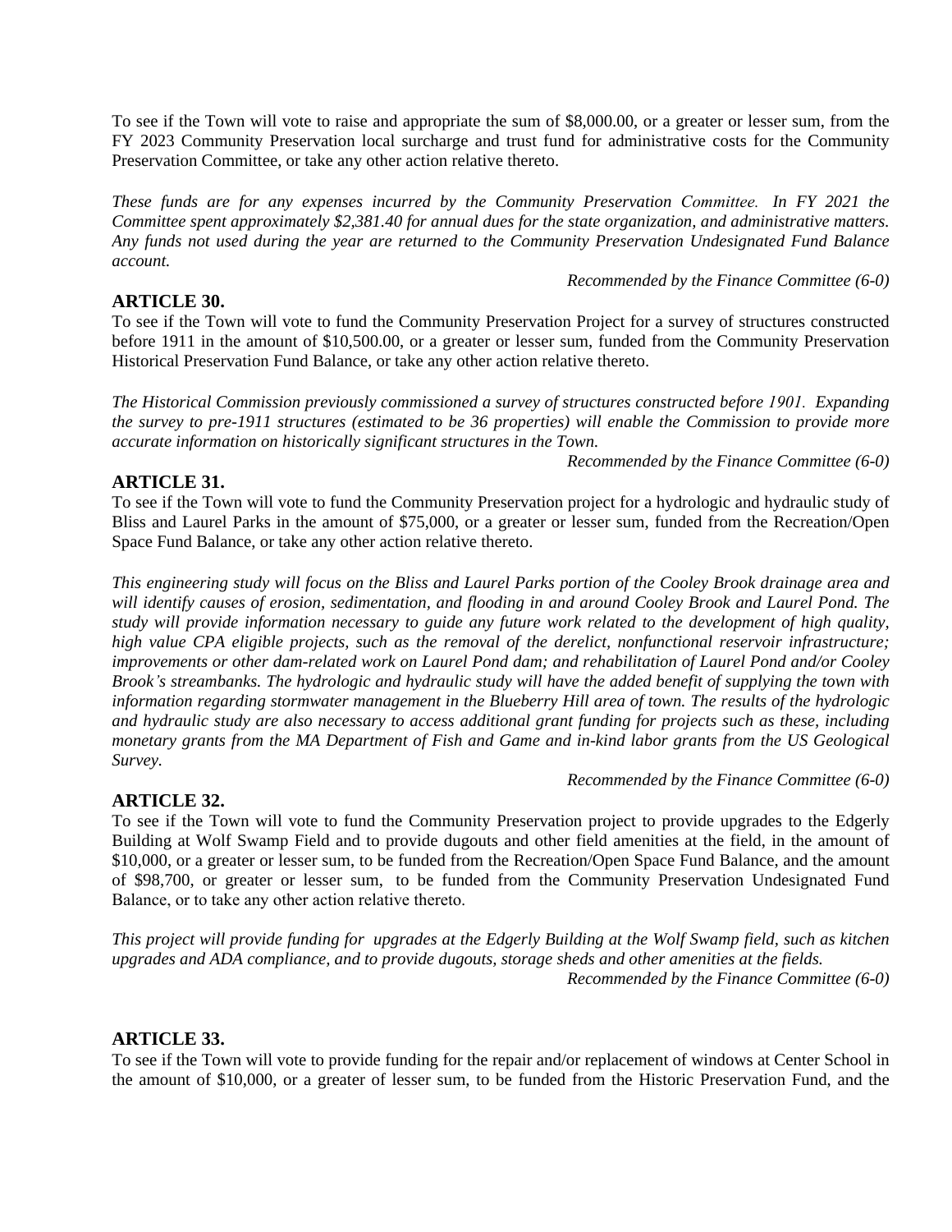To see if the Town will vote to raise and appropriate the sum of $8,000.00, or a greater or lesser sum, from the FY 2023 Community Preservation local surcharge and trust fund for administrative costs for the Community Preservation Committee, or take any other action relative thereto.

*These funds are for any expenses incurred by the Community Preservation Committee. In FY 2021 the Committee spent approximately $2,381.40 for annual dues for the state organization, and administrative matters. Any funds not used during the year are returned to the Community Preservation Undesignated Fund Balance account.*

*Recommended by the Finance Committee (6-0)*

### ARTICLE 30.

To see if the Town will vote to fund the Community Preservation Project for a survey of structures constructed before 1911 in the amount of $10,500.00, or a greater or lesser sum, funded from the Community Preservation Historical Preservation Fund Balance, or take any other action relative thereto.

*The Historical Commission previously commissioned a survey of structures constructed before 1901. Expanding the survey to pre-1911 structures (estimated to be 36 properties) will enable the Commission to provide more accurate information on historically significant structures in the Town.*

*Recommended by the Finance Committee (6-0)*

### ARTICLE 31.

To see if the Town will vote to fund the Community Preservation project for a hydrologic and hydraulic study of Bliss and Laurel Parks in the amount of $75,000, or a greater or lesser sum, funded from the Recreation/Open Space Fund Balance, or take any other action relative thereto.

*This engineering study will focus on the Bliss and Laurel Parks portion of the Cooley Brook drainage area and will identify causes of erosion, sedimentation, and flooding in and around Cooley Brook and Laurel Pond. The study will provide information necessary to guide any future work related to the development of high quality, high value CPA eligible projects, such as the removal of the derelict, nonfunctional reservoir infrastructure; improvements or other dam-related work on Laurel Pond dam; and rehabilitation of Laurel Pond and/or Cooley Brook's streambanks. The hydrologic and hydraulic study will have the added benefit of supplying the town with information regarding stormwater management in the Blueberry Hill area of town. The results of the hydrologic and hydraulic study are also necessary to access additional grant funding for projects such as these, including monetary grants from the MA Department of Fish and Game and in-kind labor grants from the US Geological Survey.*

*Recommended by the Finance Committee (6-0)*

### ARTICLE 32.

To see if the Town will vote to fund the Community Preservation project to provide upgrades to the Edgerly Building at Wolf Swamp Field and to provide dugouts and other field amenities at the field, in the amount of $10,000, or a greater or lesser sum, to be funded from the Recreation/Open Space Fund Balance, and the amount of $98,700, or greater or lesser sum, to be funded from the Community Preservation Undesignated Fund Balance, or to take any other action relative thereto.

*This project will provide funding for upgrades at the Edgerly Building at the Wolf Swamp field, such as kitchen upgrades and ADA compliance, and to provide dugouts, storage sheds and other amenities at the fields.*

*Recommended by the Finance Committee (6-0)*

### ARTICLE 33.

To see if the Town will vote to provide funding for the repair and/or replacement of windows at Center School in the amount of $10,000, or a greater of lesser sum, to be funded from the Historic Preservation Fund, and the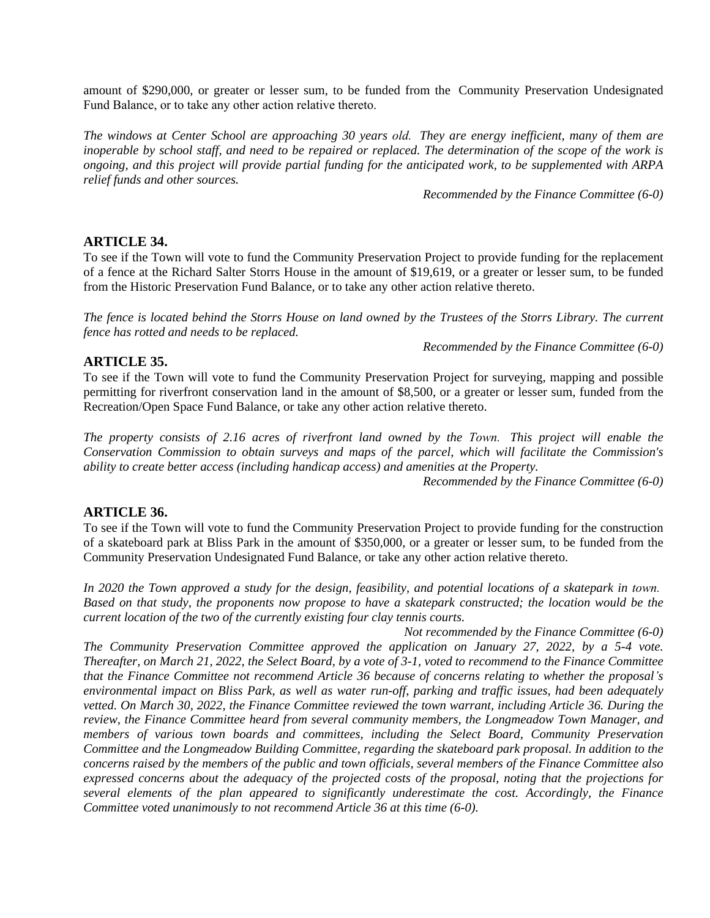amount of $290,000, or greater or lesser sum, to be funded from the Community Preservation Undesignated Fund Balance, or to take any other action relative thereto.

*The windows at Center School are approaching 30 years old. They are energy inefficient, many of them are inoperable by school staff, and need to be repaired or replaced. The determination of the scope of the work is ongoing, and this project will provide partial funding for the anticipated work, to be supplemented with ARPA relief funds and other sources.*

*Recommended by the Finance Committee (6-0)*

### ARTICLE 34.

To see if the Town will vote to fund the Community Preservation Project to provide funding for the replacement of a fence at the Richard Salter Storrs House in the amount of $19,619, or a greater or lesser sum, to be funded from the Historic Preservation Fund Balance, or to take any other action relative thereto.

*The fence is located behind the Storrs House on land owned by the Trustees of the Storrs Library. The current fence has rotted and needs to be replaced.*

*Recommended by the Finance Committee (6-0)*

### ARTICLE 35.

To see if the Town will vote to fund the Community Preservation Project for surveying, mapping and possible permitting for riverfront conservation land in the amount of $8,500, or a greater or lesser sum, funded from the Recreation/Open Space Fund Balance, or take any other action relative thereto.

*The property consists of 2.16 acres of riverfront land owned by the Town. This project will enable the Conservation Commission to obtain surveys and maps of the parcel, which will facilitate the Commission's ability to create better access (including handicap access) and amenities at the Property.*

*Recommended by the Finance Committee (6-0)*

### ARTICLE 36.

To see if the Town will vote to fund the Community Preservation Project to provide funding for the construction of a skateboard park at Bliss Park in the amount of $350,000, or a greater or lesser sum, to be funded from the Community Preservation Undesignated Fund Balance, or take any other action relative thereto.

*In 2020 the Town approved a study for the design, feasibility, and potential locations of a skatepark in town. Based on that study, the proponents now propose to have a skatepark constructed; the location would be the current location of the two of the currently existing four clay tennis courts.*

*Not recommended by the Finance Committee (6-0)*

*The Community Preservation Committee approved the application on January 27, 2022, by a 5-4 vote. Thereafter, on March 21, 2022, the Select Board, by a vote of 3-1, voted to recommend to the Finance Committee that the Finance Committee not recommend Article 36 because of concerns relating to whether the proposal's environmental impact on Bliss Park, as well as water run-off, parking and traffic issues, had been adequately vetted. On March 30, 2022, the Finance Committee reviewed the town warrant, including Article 36. During the review, the Finance Committee heard from several community members, the Longmeadow Town Manager, and members of various town boards and committees, including the Select Board, Community Preservation Committee and the Longmeadow Building Committee, regarding the skateboard park proposal. In addition to the concerns raised by the members of the public and town officials, several members of the Finance Committee also expressed concerns about the adequacy of the projected costs of the proposal, noting that the projections for several elements of the plan appeared to significantly underestimate the cost. Accordingly, the Finance Committee voted unanimously to not recommend Article 36 at this time (6-0).*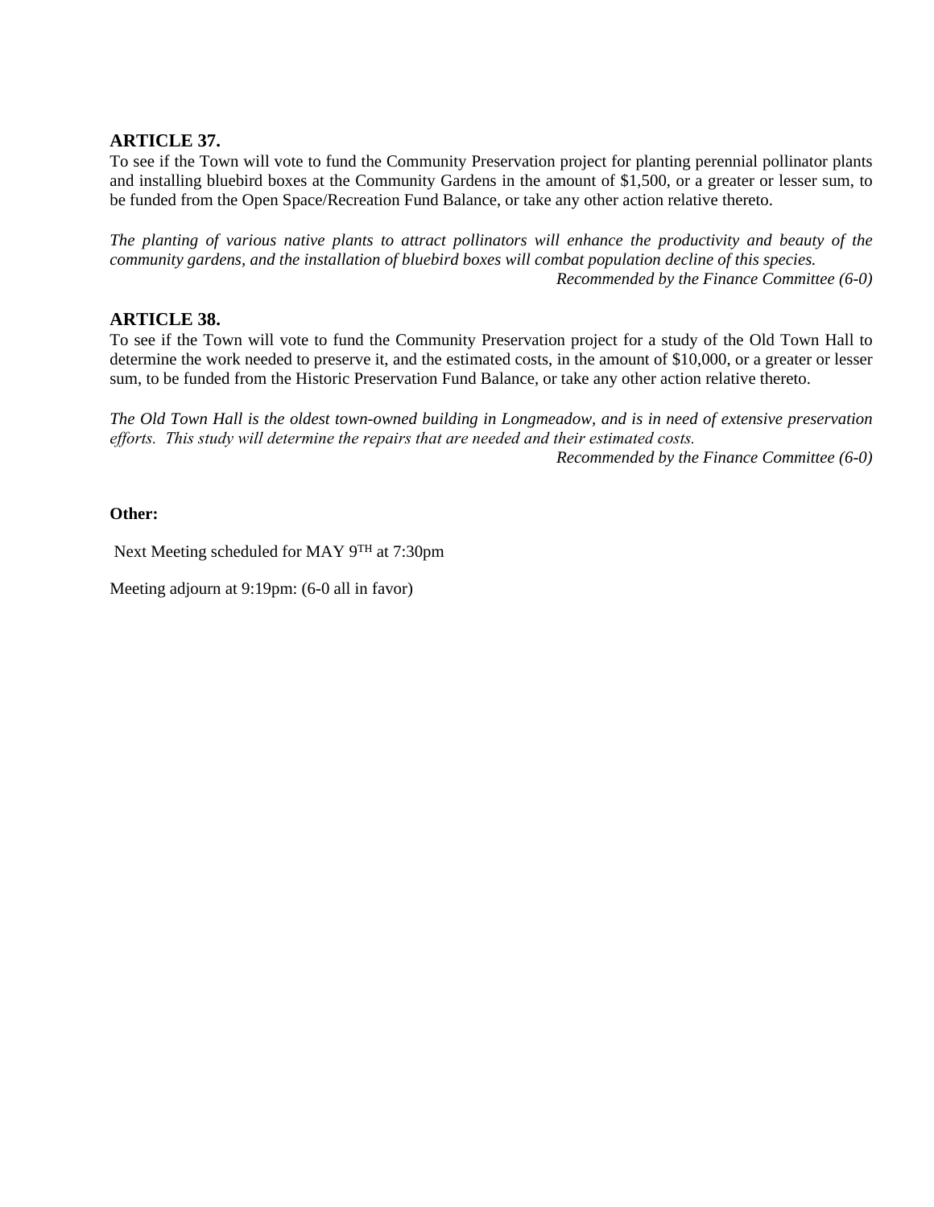**ARTICLE 37.**

To see if the Town will vote to fund the Community Preservation project for planting perennial pollinator plants and installing bluebird boxes at the Community Gardens in the amount of $1,500, or a greater or lesser sum, to be funded from the Open Space/Recreation Fund Balance, or take any other action relative thereto.

*The planting of various native plants to attract pollinators will enhance the productivity and beauty of the community gardens, and the installation of bluebird boxes will combat population decline of this species.*

*Recommended by the Finance Committee (6-0)*

**ARTICLE 38.**

To see if the Town will vote to fund the Community Preservation project for a study of the Old Town Hall to determine the work needed to preserve it, and the estimated costs, in the amount of $10,000, or a greater or lesser sum, to be funded from the Historic Preservation Fund Balance, or take any other action relative thereto.

*The Old Town Hall is the oldest town-owned building in Longmeadow, and is in need of extensive preservation efforts. This study will determine the repairs that are needed and their estimated costs.*

*Recommended by the Finance Committee (6-0)*

**Other:**

Next Meeting scheduled for MAY 9TH at 7:30pm

Meeting adjourn at 9:19pm: (6-0 all in favor)